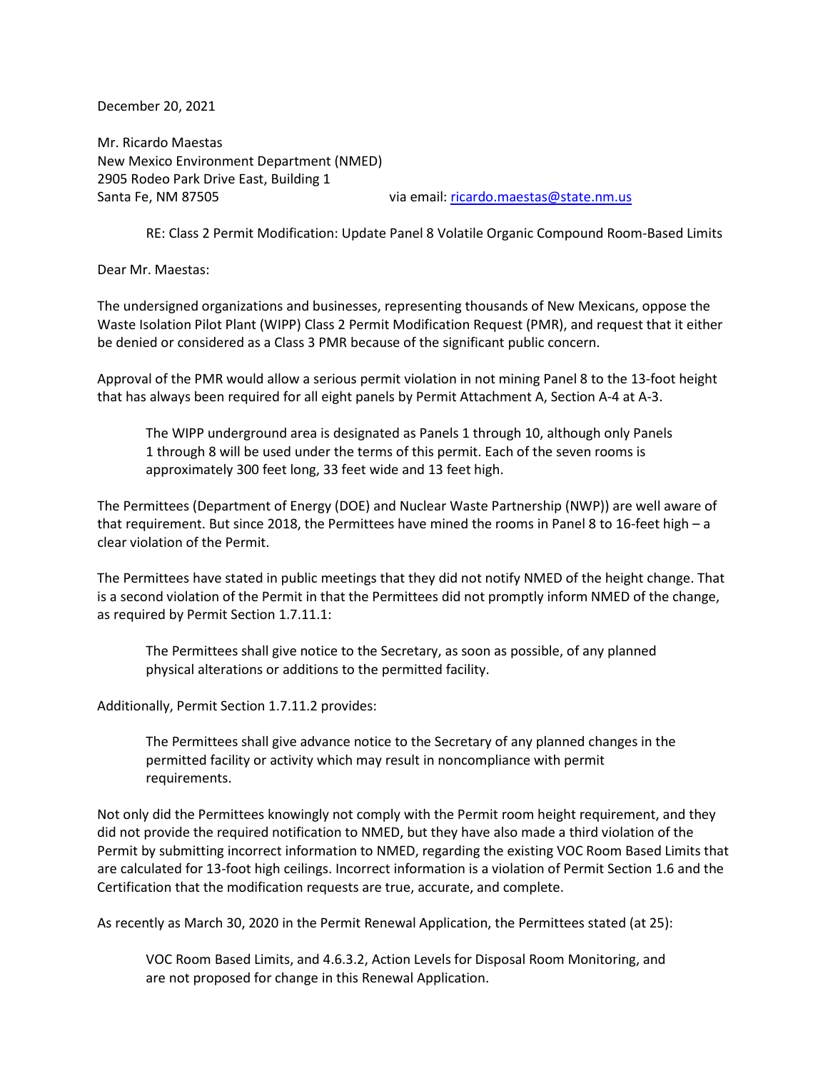December 20, 2021

Mr. Ricardo Maestas
New Mexico Environment Department (NMED)
2905 Rodeo Park Drive East, Building 1
Santa Fe, NM 87505 via email: ricardo.maestas@state.nm.us

RE: Class 2 Permit Modification: Update Panel 8 Volatile Organic Compound Room-Based Limits

Dear Mr. Maestas:

The undersigned organizations and businesses, representing thousands of New Mexicans, oppose the Waste Isolation Pilot Plant (WIPP) Class 2 Permit Modification Request (PMR), and request that it either be denied or considered as a Class 3 PMR because of the significant public concern.

Approval of the PMR would allow a serious permit violation in not mining Panel 8 to the 13-foot height that has always been required for all eight panels by Permit Attachment A, Section A-4 at A-3.

> The WIPP underground area is designated as Panels 1 through 10, although only Panels 1 through 8 will be used under the terms of this permit. Each of the seven rooms is approximately 300 feet long, 33 feet wide and 13 feet high.

The Permittees (Department of Energy (DOE) and Nuclear Waste Partnership (NWP)) are well aware of that requirement. But since 2018, the Permittees have mined the rooms in Panel 8 to 16-feet high – a clear violation of the Permit.

The Permittees have stated in public meetings that they did not notify NMED of the height change. That is a second violation of the Permit in that the Permittees did not promptly inform NMED of the change, as required by Permit Section 1.7.11.1:

> The Permittees shall give notice to the Secretary, as soon as possible, of any planned physical alterations or additions to the permitted facility.

Additionally, Permit Section 1.7.11.2 provides:

> The Permittees shall give advance notice to the Secretary of any planned changes in the permitted facility or activity which may result in noncompliance with permit requirements.

Not only did the Permittees knowingly not comply with the Permit room height requirement, and they did not provide the required notification to NMED, but they have also made a third violation of the Permit by submitting incorrect information to NMED, regarding the existing VOC Room Based Limits that are calculated for 13-foot high ceilings. Incorrect information is a violation of Permit Section 1.6 and the Certification that the modification requests are true, accurate, and complete.

As recently as March 30, 2020 in the Permit Renewal Application, the Permittees stated (at 25):

> VOC Room Based Limits, and 4.6.3.2, Action Levels for Disposal Room Monitoring, and are not proposed for change in this Renewal Application.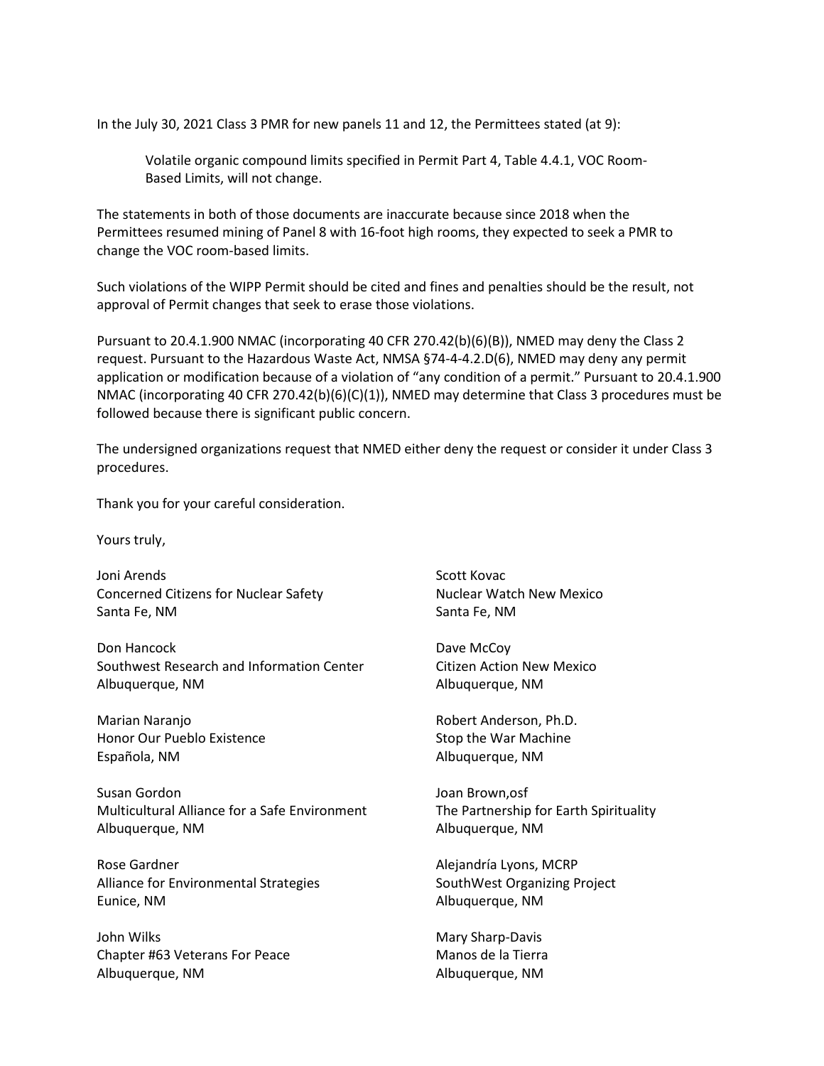In the July 30, 2021 Class 3 PMR for new panels 11 and 12, the Permittees stated (at 9):

> Volatile organic compound limits specified in Permit Part 4, Table 4.4.1, VOC Room-Based Limits, will not change.

The statements in both of those documents are inaccurate because since 2018 when the Permittees resumed mining of Panel 8 with 16-foot high rooms, they expected to seek a PMR to change the VOC room-based limits.

Such violations of the WIPP Permit should be cited and fines and penalties should be the result, not approval of Permit changes that seek to erase those violations.

Pursuant to 20.4.1.900 NMAC (incorporating 40 CFR 270.42(b)(6)(B)), NMED may deny the Class 2 request. Pursuant to the Hazardous Waste Act, NMSA §74-4-4.2.D(6), NMED may deny any permit application or modification because of a violation of "any condition of a permit." Pursuant to 20.4.1.900 NMAC (incorporating 40 CFR 270.42(b)(6)(C)(1)), NMED may determine that Class 3 procedures must be followed because there is significant public concern.

The undersigned organizations request that NMED either deny the request or consider it under Class 3 procedures.

Thank you for your careful consideration.

Yours truly,

Joni Arends
Concerned Citizens for Nuclear Safety
Santa Fe, NM

Scott Kovac
Nuclear Watch New Mexico
Santa Fe, NM

Don Hancock
Southwest Research and Information Center
Albuquerque, NM

Dave McCoy
Citizen Action New Mexico
Albuquerque, NM

Marian Naranjo
Honor Our Pueblo Existence
Española, NM

Robert Anderson, Ph.D.
Stop the War Machine
Albuquerque, NM

Susan Gordon
Multicultural Alliance for a Safe Environment
Albuquerque, NM

Joan Brown,osf
The Partnership for Earth Spirituality
Albuquerque, NM

Rose Gardner
Alliance for Environmental Strategies
Eunice, NM

Alejandría Lyons, MCRP
SouthWest Organizing Project
Albuquerque, NM

John Wilks
Chapter #63 Veterans For Peace
Albuquerque, NM

Mary Sharp-Davis
Manos de la Tierra
Albuquerque, NM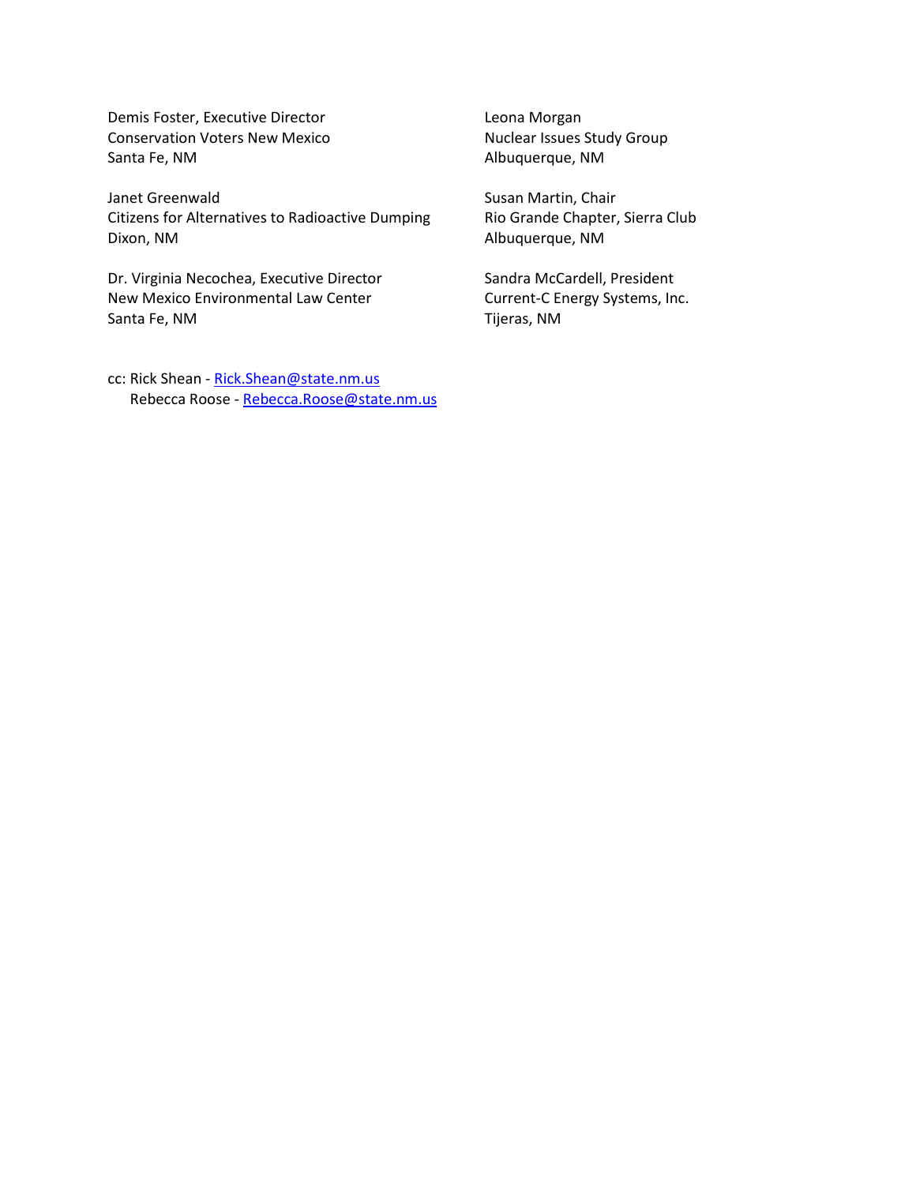Demis Foster, Executive Director
Conservation Voters New Mexico
Santa Fe, NM

Janet Greenwald
Citizens for Alternatives to Radioactive Dumping
Dixon, NM

Dr. Virginia Necochea, Executive Director
New Mexico Environmental Law Center
Santa Fe, NM

Leona Morgan
Nuclear Issues Study Group
Albuquerque, NM

Susan Martin, Chair
Rio Grande Chapter, Sierra Club
Albuquerque, NM

Sandra McCardell, President
Current-C Energy Systems, Inc.
Tijeras, NM

cc: Rick Shean - Rick.Shean@state.nm.us
Rebecca Roose - Rebecca.Roose@state.nm.us